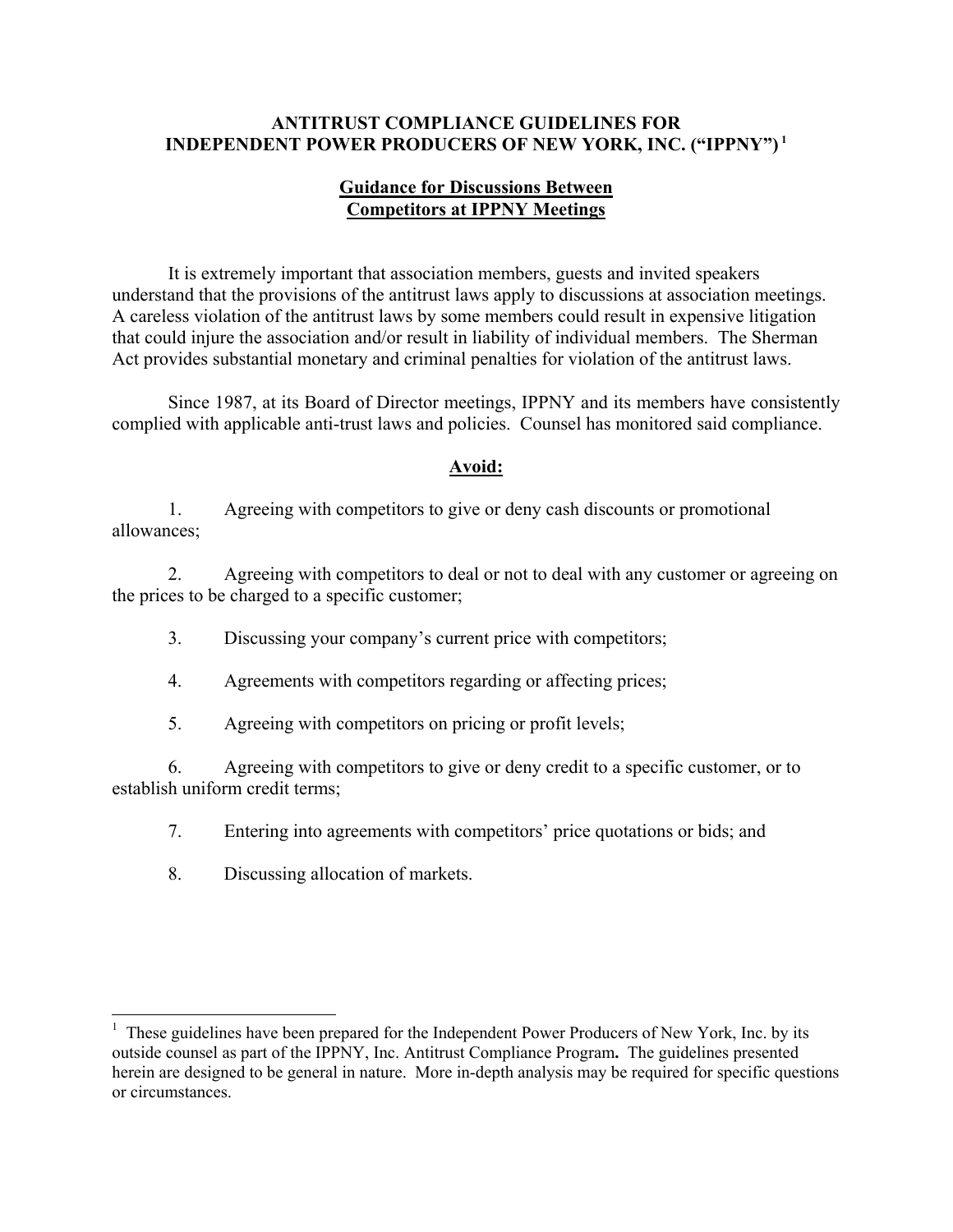# ANTITRUST COMPLIANCE GUIDELINES FOR INDEPENDENT POWER PRODUCERS OF NEW YORK, INC. ("IPPNY")[1]

## Guidance for Discussions Between Competitors at IPPNY Meetings

It is extremely important that association members, guests and invited speakers understand that the provisions of the antitrust laws apply to discussions at association meetings. A careless violation of the antitrust laws by some members could result in expensive litigation that could injure the association and/or result in liability of individual members. The Sherman Act provides substantial monetary and criminal penalties for violation of the antitrust laws.

Since 1987, at its Board of Director meetings, IPPNY and its members have consistently complied with applicable anti-trust laws and policies. Counsel has monitored said compliance.

### Avoid:

1. Agreeing with competitors to give or deny cash discounts or promotional allowances;

2. Agreeing with competitors to deal or not to deal with any customer or agreeing on the prices to be charged to a specific customer;

3. Discussing your company's current price with competitors;

4. Agreements with competitors regarding or affecting prices;

5. Agreeing with competitors on pricing or profit levels;

6. Agreeing with competitors to give or deny credit to a specific customer, or to establish uniform credit terms;

7. Entering into agreements with competitors' price quotations or bids; and

8. Discussing allocation of markets.

---

[1] These guidelines have been prepared for the Independent Power Producers of New York, Inc. by its outside counsel as part of the IPPNY, Inc. Antitrust Compliance Program**.** The guidelines presented herein are designed to be general in nature. More in-depth analysis may be required for specific questions or circumstances.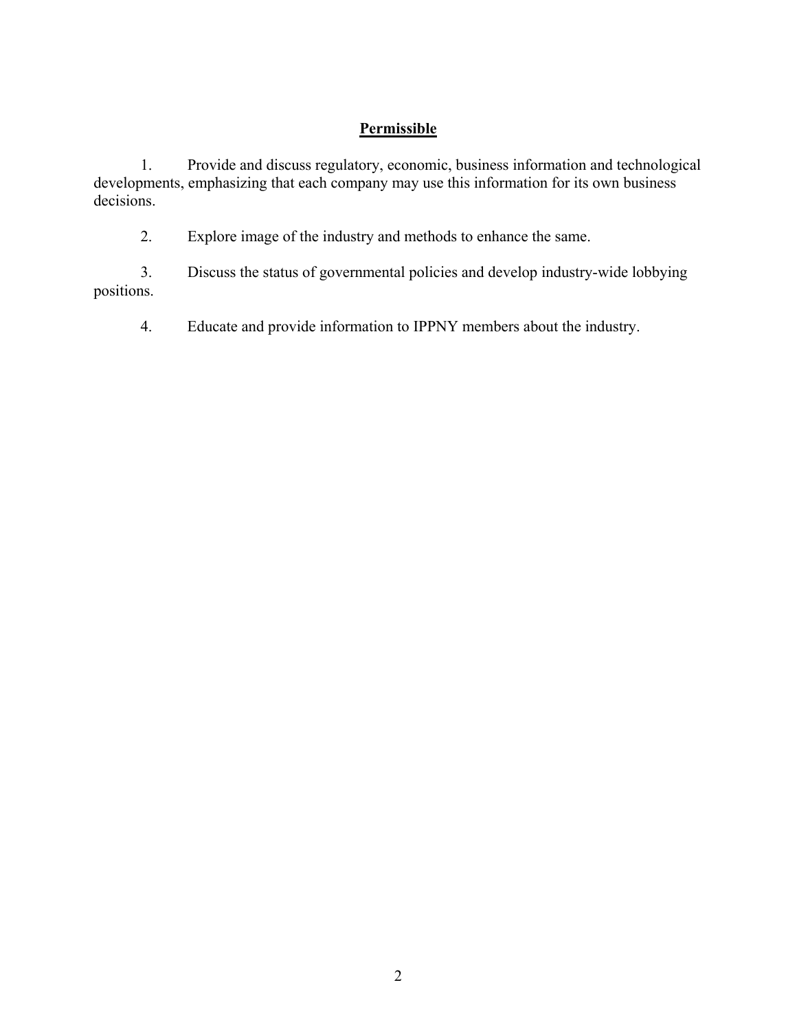## **Permissible**

1. Provide and discuss regulatory, economic, business information and technological developments, emphasizing that each company may use this information for its own business decisions.

2. Explore image of the industry and methods to enhance the same.

3. Discuss the status of governmental policies and develop industry-wide lobbying positions.

4. Educate and provide information to IPPNY members about the industry.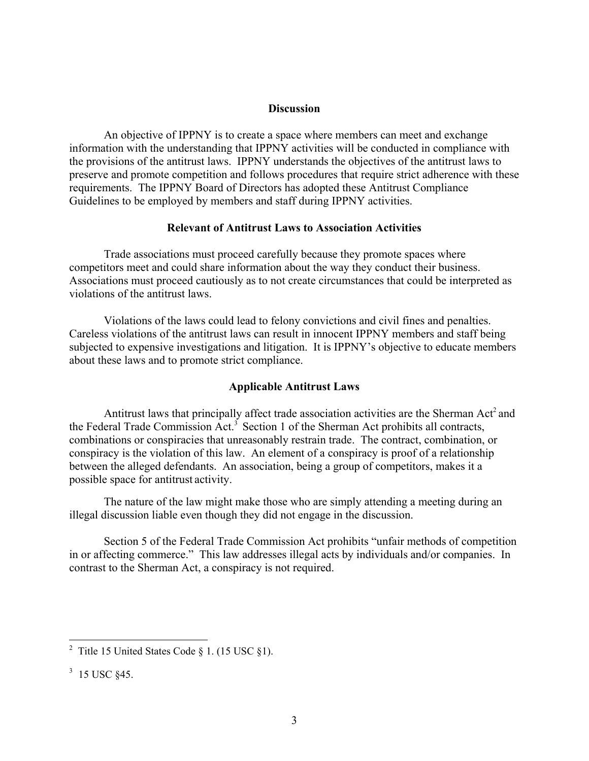## Discussion

An objective of IPPNY is to create a space where members can meet and exchange information with the understanding that IPPNY activities will be conducted in compliance with the provisions of the antitrust laws. IPPNY understands the objectives of the antitrust laws to preserve and promote competition and follows procedures that require strict adherence with these requirements. The IPPNY Board of Directors has adopted these Antitrust Compliance Guidelines to be employed by members and staff during IPPNY activities.

## Relevant of Antitrust Laws to Association Activities

Trade associations must proceed carefully because they promote spaces where competitors meet and could share information about the way they conduct their business. Associations must proceed cautiously as to not create circumstances that could be interpreted as violations of the antitrust laws.

Violations of the laws could lead to felony convictions and civil fines and penalties. Careless violations of the antitrust laws can result in innocent IPPNY members and staff being subjected to expensive investigations and litigation. It is IPPNY's objective to educate members about these laws and to promote strict compliance.

## Applicable Antitrust Laws

Antitrust laws that principally affect trade association activities are the Sherman Act[2] and the Federal Trade Commission Act.[3] Section 1 of the Sherman Act prohibits all contracts, combinations or conspiracies that unreasonably restrain trade. The contract, combination, or conspiracy is the violation of this law. An element of a conspiracy is proof of a relationship between the alleged defendants. An association, being a group of competitors, makes it a possible space for antitrust activity.

The nature of the law might make those who are simply attending a meeting during an illegal discussion liable even though they did not engage in the discussion.

Section 5 of the Federal Trade Commission Act prohibits "unfair methods of competition in or affecting commerce." This law addresses illegal acts by individuals and/or companies. In contrast to the Sherman Act, a conspiracy is not required.

---

[2] Title 15 United States Code § 1. (15 USC §1).

[3] 15 USC §45.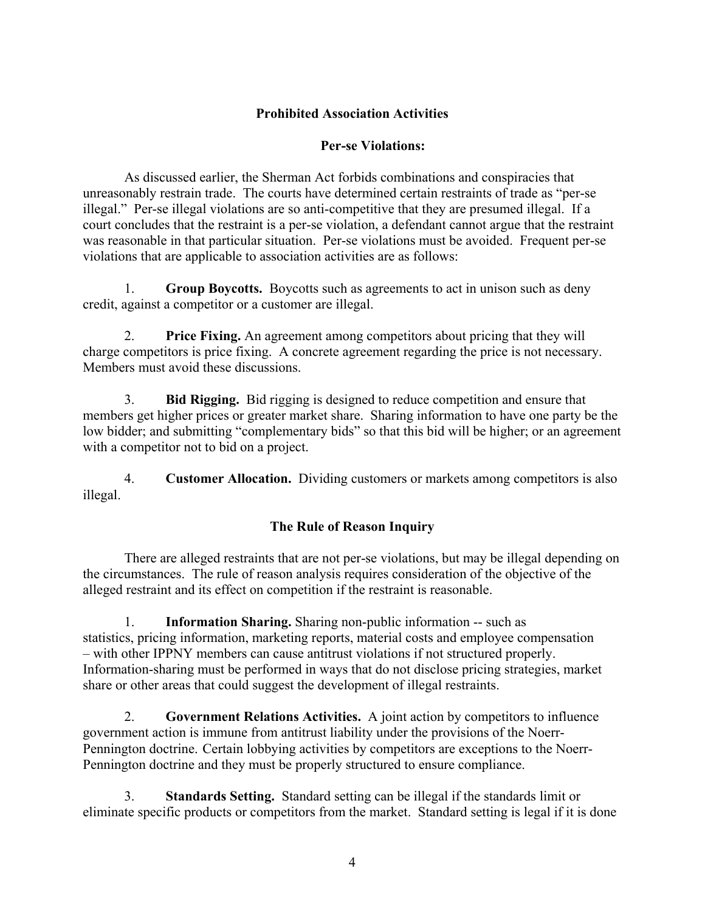## Prohibited Association Activities

### Per-se Violations:

As discussed earlier, the Sherman Act forbids combinations and conspiracies that unreasonably restrain trade. The courts have determined certain restraints of trade as "per-se illegal." Per-se illegal violations are so anti-competitive that they are presumed illegal. If a court concludes that the restraint is a per-se violation, a defendant cannot argue that the restraint was reasonable in that particular situation. Per-se violations must be avoided. Frequent per-se violations that are applicable to association activities are as follows:

1. **Group Boycotts.** Boycotts such as agreements to act in unison such as deny credit, against a competitor or a customer are illegal.

2. **Price Fixing.** An agreement among competitors about pricing that they will charge competitors is price fixing. A concrete agreement regarding the price is not necessary. Members must avoid these discussions.

3. **Bid Rigging.** Bid rigging is designed to reduce competition and ensure that members get higher prices or greater market share. Sharing information to have one party be the low bidder; and submitting "complementary bids" so that this bid will be higher; or an agreement with a competitor not to bid on a project.

4. **Customer Allocation.** Dividing customers or markets among competitors is also illegal.

### The Rule of Reason Inquiry

There are alleged restraints that are not per-se violations, but may be illegal depending on the circumstances. The rule of reason analysis requires consideration of the objective of the alleged restraint and its effect on competition if the restraint is reasonable.

1. **Information Sharing.** Sharing non-public information -- such as statistics, pricing information, marketing reports, material costs and employee compensation – with other IPPNY members can cause antitrust violations if not structured properly. Information-sharing must be performed in ways that do not disclose pricing strategies, market share or other areas that could suggest the development of illegal restraints.

2. **Government Relations Activities.** A joint action by competitors to influence government action is immune from antitrust liability under the provisions of the Noerr-Pennington doctrine. Certain lobbying activities by competitors are exceptions to the Noerr-Pennington doctrine and they must be properly structured to ensure compliance.

3. **Standards Setting.** Standard setting can be illegal if the standards limit or eliminate specific products or competitors from the market. Standard setting is legal if it is done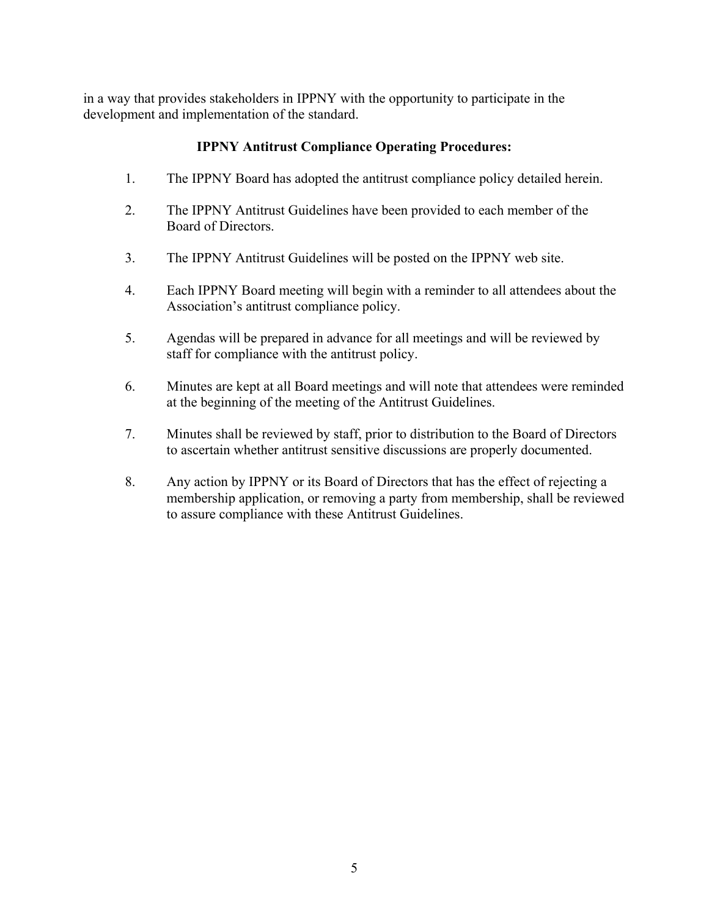in a way that provides stakeholders in IPPNY with the opportunity to participate in the development and implementation of the standard.

**IPPNY Antitrust Compliance Operating Procedures:**

1. The IPPNY Board has adopted the antitrust compliance policy detailed herein.

2. The IPPNY Antitrust Guidelines have been provided to each member of the Board of Directors.

3. The IPPNY Antitrust Guidelines will be posted on the IPPNY web site.

4. Each IPPNY Board meeting will begin with a reminder to all attendees about the Association's antitrust compliance policy.

5. Agendas will be prepared in advance for all meetings and will be reviewed by staff for compliance with the antitrust policy.

6. Minutes are kept at all Board meetings and will note that attendees were reminded at the beginning of the meeting of the Antitrust Guidelines.

7. Minutes shall be reviewed by staff, prior to distribution to the Board of Directors to ascertain whether antitrust sensitive discussions are properly documented.

8. Any action by IPPNY or its Board of Directors that has the effect of rejecting a membership application, or removing a party from membership, shall be reviewed to assure compliance with these Antitrust Guidelines.